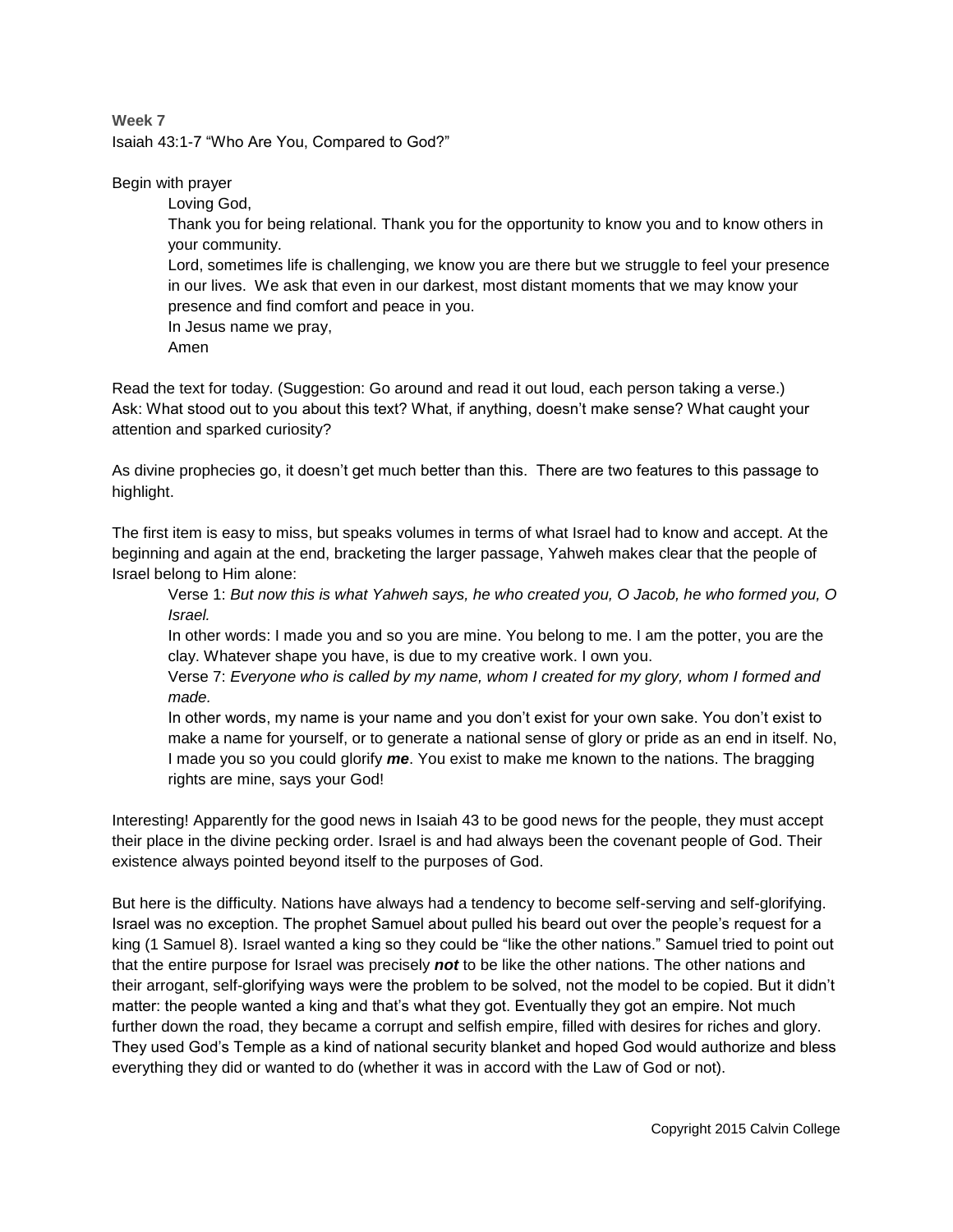**Week 7**

Isaiah 43:1-7 "Who Are You, Compared to God?"

Begin with prayer

> Loving God,
>
> Thank you for being relational. Thank you for the opportunity to know you and to know others in your community.
>
> Lord, sometimes life is challenging, we know you are there but we struggle to feel your presence in our lives. We ask that even in our darkest, most distant moments that we may know your presence and find comfort and peace in you.
>
> In Jesus name we pray,
>
> Amen

Read the text for today. (Suggestion: Go around and read it out loud, each person taking a verse.)
Ask: What stood out to you about this text? What, if anything, doesn't make sense? What caught your attention and sparked curiosity?

As divine prophecies go, it doesn't get much better than this. There are two features to this passage to highlight.

The first item is easy to miss, but speaks volumes in terms of what Israel had to know and accept. At the beginning and again at the end, bracketing the larger passage, Yahweh makes clear that the people of Israel belong to Him alone:

> Verse 1: *But now this is what Yahweh says, he who created you, O Jacob, he who formed you, O Israel.*
>
> In other words: I made you and so you are mine. You belong to me. I am the potter, you are the clay. Whatever shape you have, is due to my creative work. I own you.
>
> Verse 7: *Everyone who is called by my name, whom I created for my glory, whom I formed and made.*
>
> In other words, my name is your name and you don't exist for your own sake. You don't exist to make a name for yourself, or to generate a national sense of glory or pride as an end in itself. No, I made you so you could glorify ***me***. You exist to make me known to the nations. The bragging rights are mine, says your God!

Interesting! Apparently for the good news in Isaiah 43 to be good news for the people, they must accept their place in the divine pecking order. Israel is and had always been the covenant people of God. Their existence always pointed beyond itself to the purposes of God.

But here is the difficulty. Nations have always had a tendency to become self-serving and self-glorifying. Israel was no exception. The prophet Samuel about pulled his beard out over the people's request for a king (1 Samuel 8). Israel wanted a king so they could be "like the other nations." Samuel tried to point out that the entire purpose for Israel was precisely ***not*** to be like the other nations. The other nations and their arrogant, self-glorifying ways were the problem to be solved, not the model to be copied. But it didn't matter: the people wanted a king and that's what they got. Eventually they got an empire. Not much further down the road, they became a corrupt and selfish empire, filled with desires for riches and glory. They used God's Temple as a kind of national security blanket and hoped God would authorize and bless everything they did or wanted to do (whether it was in accord with the Law of God or not).

Copyright 2015 Calvin College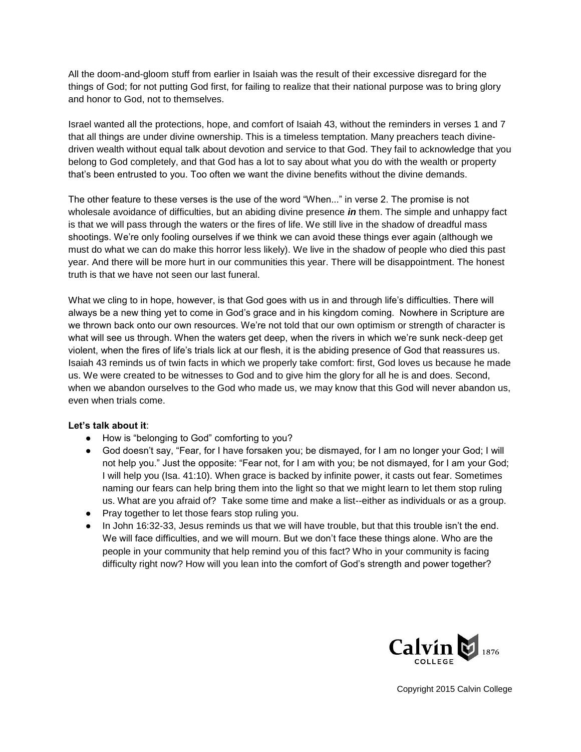All the doom-and-gloom stuff from earlier in Isaiah was the result of their excessive disregard for the things of God; for not putting God first, for failing to realize that their national purpose was to bring glory and honor to God, not to themselves.

Israel wanted all the protections, hope, and comfort of Isaiah 43, without the reminders in verses 1 and 7 that all things are under divine ownership. This is a timeless temptation. Many preachers teach divine-driven wealth without equal talk about devotion and service to that God. They fail to acknowledge that you belong to God completely, and that God has a lot to say about what you do with the wealth or property that's been entrusted to you. Too often we want the divine benefits without the divine demands.

The other feature to these verses is the use of the word "When..." in verse 2. The promise is not wholesale avoidance of difficulties, but an abiding divine presence ***in*** them. The simple and unhappy fact is that we will pass through the waters or the fires of life. We still live in the shadow of dreadful mass shootings. We're only fooling ourselves if we think we can avoid these things ever again (although we must do what we can do make this horror less likely). We live in the shadow of people who died this past year. And there will be more hurt in our communities this year. There will be disappointment. The honest truth is that we have not seen our last funeral.

What we cling to in hope, however, is that God goes with us in and through life's difficulties. There will always be a new thing yet to come in God's grace and in his kingdom coming. Nowhere in Scripture are we thrown back onto our own resources. We're not told that our own optimism or strength of character is what will see us through. When the waters get deep, when the rivers in which we're sunk neck-deep get violent, when the fires of life's trials lick at our flesh, it is the abiding presence of God that reassures us. Isaiah 43 reminds us of twin facts in which we properly take comfort: first, God loves us because he made us. We were created to be witnesses to God and to give him the glory for all he is and does. Second, when we abandon ourselves to the God who made us, we may know that this God will never abandon us, even when trials come.

**Let's talk about it**:

- How is "belonging to God" comforting to you?
- God doesn't say, "Fear, for I have forsaken you; be dismayed, for I am no longer your God; I will not help you." Just the opposite: "Fear not, for I am with you; be not dismayed, for I am your God; I will help you (Isa. 41:10). When grace is backed by infinite power, it casts out fear. Sometimes naming our fears can help bring them into the light so that we might learn to let them stop ruling us. What are you afraid of? Take some time and make a list--either as individuals or as a group.
- Pray together to let those fears stop ruling you.
- In John 16:32-33, Jesus reminds us that we will have trouble, but that this trouble isn't the end. We will face difficulties, and we will mourn. But we don't face these things alone. Who are the people in your community that help remind you of this fact? Who in your community is facing difficulty right now? How will you lean into the comfort of God's strength and power together?

Calvin COLLEGE 1876

Copyright 2015 Calvin College